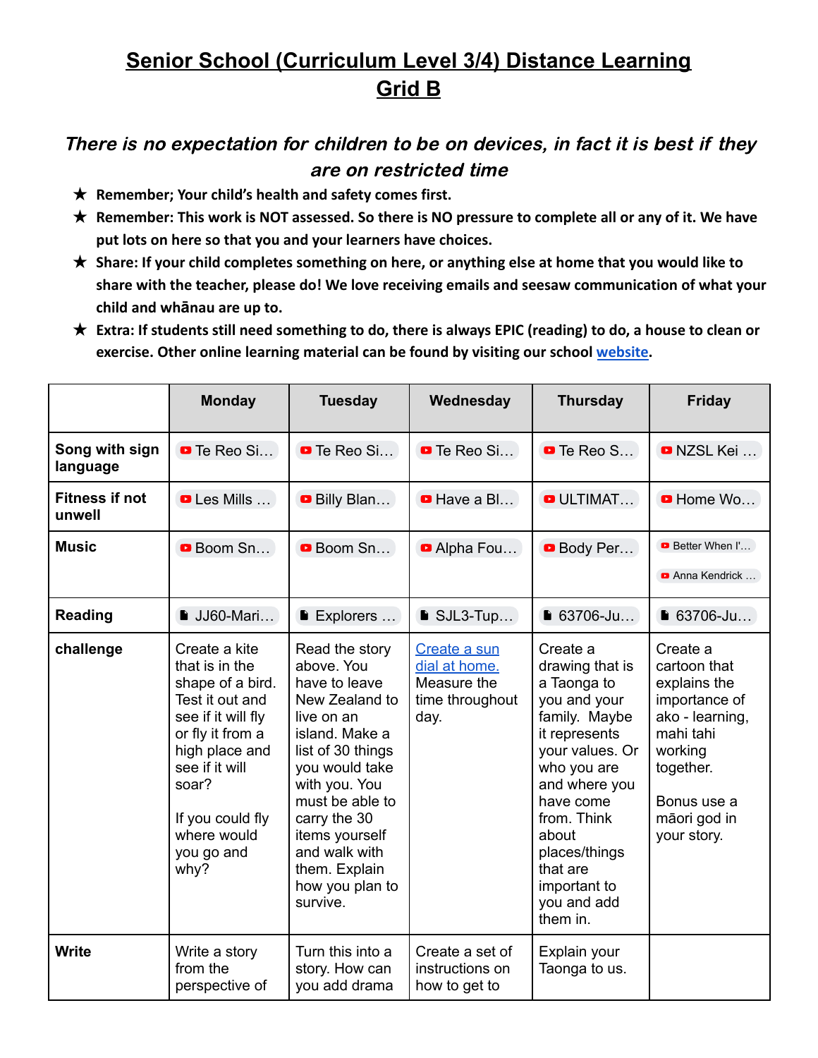# Senior School (Curriculum Level 3/4) Distance Learning Grid B

***There is no expectation for children to be on devices, in fact it is best if they are on restricted time***

- ★ **Remember; Your child's health and safety comes first.**
- ★ **Remember: This work is NOT assessed. So there is NO pressure to complete all or any of it. We have put lots on here so that you and your learners have choices.**
- ★ **Share: If your child completes something on here, or anything else at home that you would like to share with the teacher, please do! We love receiving emails and seesaw communication of what your child and whānau are up to.**
- ★ **Extra: If students still need something to do, there is always EPIC (reading) to do, a house to clean or exercise. Other online learning material can be found by visiting our school website.**

| | Monday | Tuesday | Wednesday | Thursday | Friday |
|---|---|---|---|---|---|
| **Song with sign language** | Te Reo Si… | Te Reo Si… | Te Reo Si… | Te Reo S… | NZSL Kei … |
| **Fitness if not unwell** | Les Mills … | Billy Blan… | Have a Bl… | ULTIMAT… | Home Wo… |
| **Music** | Boom Sn… | Boom Sn… | Alpha Fou… | Body Per… | Better When I'… <br> Anna Kendrick … |
| **Reading** | JJ60-Mari… | Explorers … | SJL3-Tup… | 63706-Ju… | 63706-Ju… |
| **challenge** | Create a kite that is in the shape of a bird. Test it out and see if it will fly or fly it from a high place and see if it will soar? <br><br> If you could fly where would you go and why? | Read the story above. You have to leave New Zealand to live on an island. Make a list of 30 things you would take with you. You must be able to carry the 30 items yourself and walk with them. Explain how you plan to survive. | Create a sun dial at home. Measure the time throughout day. | Create a drawing that is a Taonga to you and your family. Maybe it represents your values. Or who you are and where you have come from. Think about places/things that are important to you and add them in. | Create a cartoon that explains the importance of ako - learning, mahi tahi working together. <br><br> Bonus use a māori god in your story. |
| **Write** | Write a story from the perspective of | Turn this into a story. How can you add drama | Create a set of instructions on how to get to | Explain your Taonga to us. | |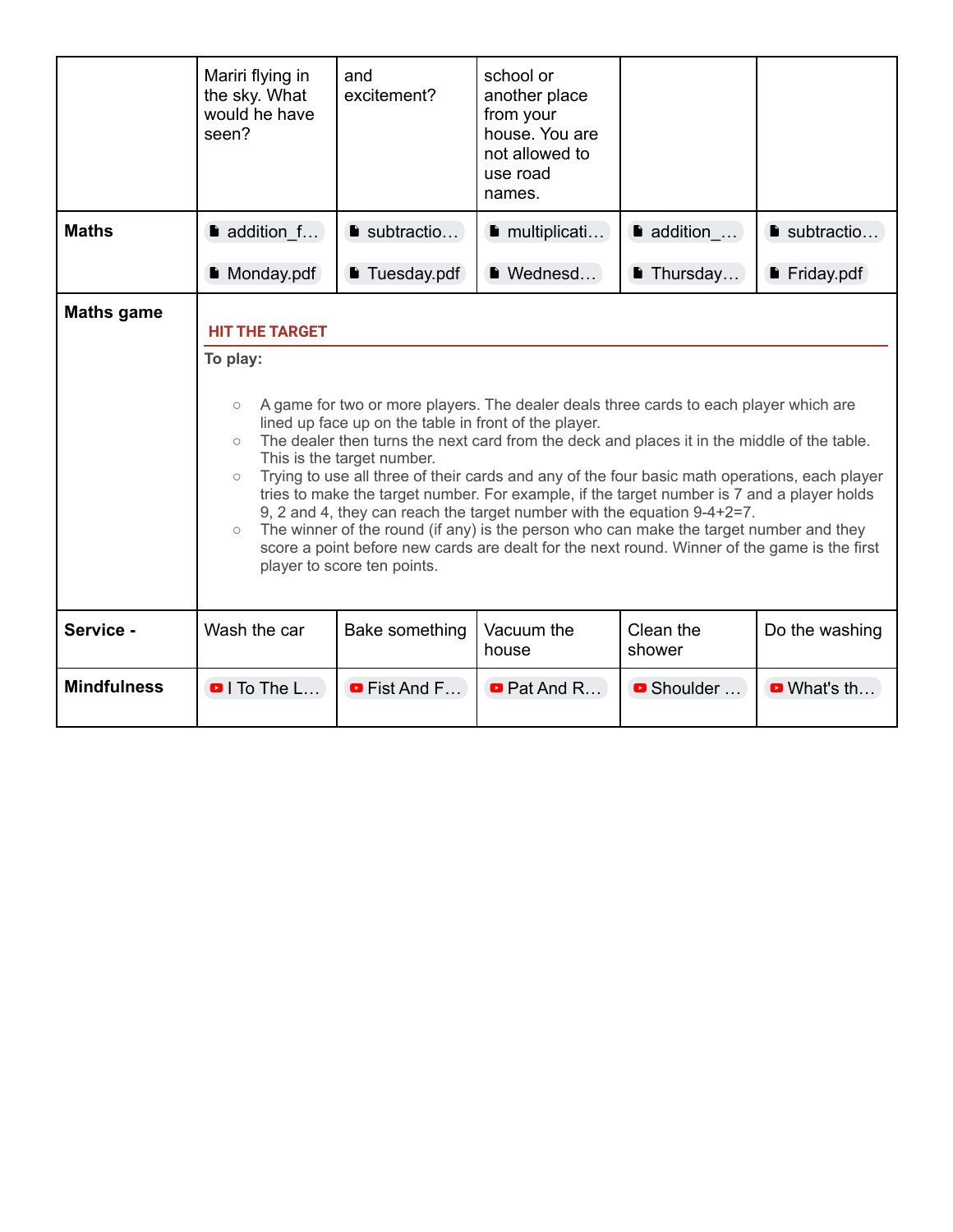| | | | | | |
|---|---|---|---|---|---|
| | Mariri flying in the sky. What would he have seen? | and excitement? | school or another place from your house. You are not allowed to use road names. | | |
| **Maths** | addition_f… Monday.pdf | subtractio… Tuesday.pdf | multiplicati… Wednesd… | addition_… Thursday… | subtractio… Friday.pdf |
| **Maths game** | **HIT THE TARGET**<br>**To play:**<br>○ A game for two or more players. The dealer deals three cards to each player which are lined up face up on the table in front of the player.<br>○ The dealer then turns the next card from the deck and places it in the middle of the table. This is the target number.<br>○ Trying to use all three of their cards and any of the four basic math operations, each player tries to make the target number. For example, if the target number is 7 and a player holds 9, 2 and 4, they can reach the target number with the equation 9-4+2=7.<br>○ The winner of the round (if any) is the person who can make the target number and they score a point before new cards are dealt for the next round. Winner of the game is the first player to score ten points. | | | | |
| **Service -** | Wash the car | Bake something | Vacuum the house | Clean the shower | Do the washing |
| **Mindfulness** | I To The L… | Fist And F… | Pat And R… | Shoulder … | What's th… |